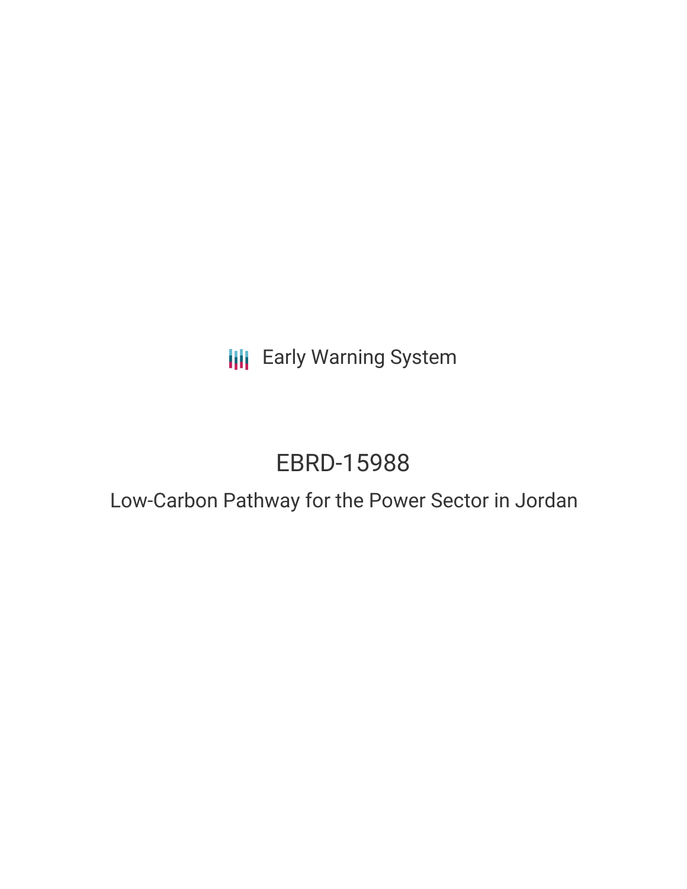Early Warning System

# EBRD-15988

## Low-Carbon Pathway for the Power Sector in Jordan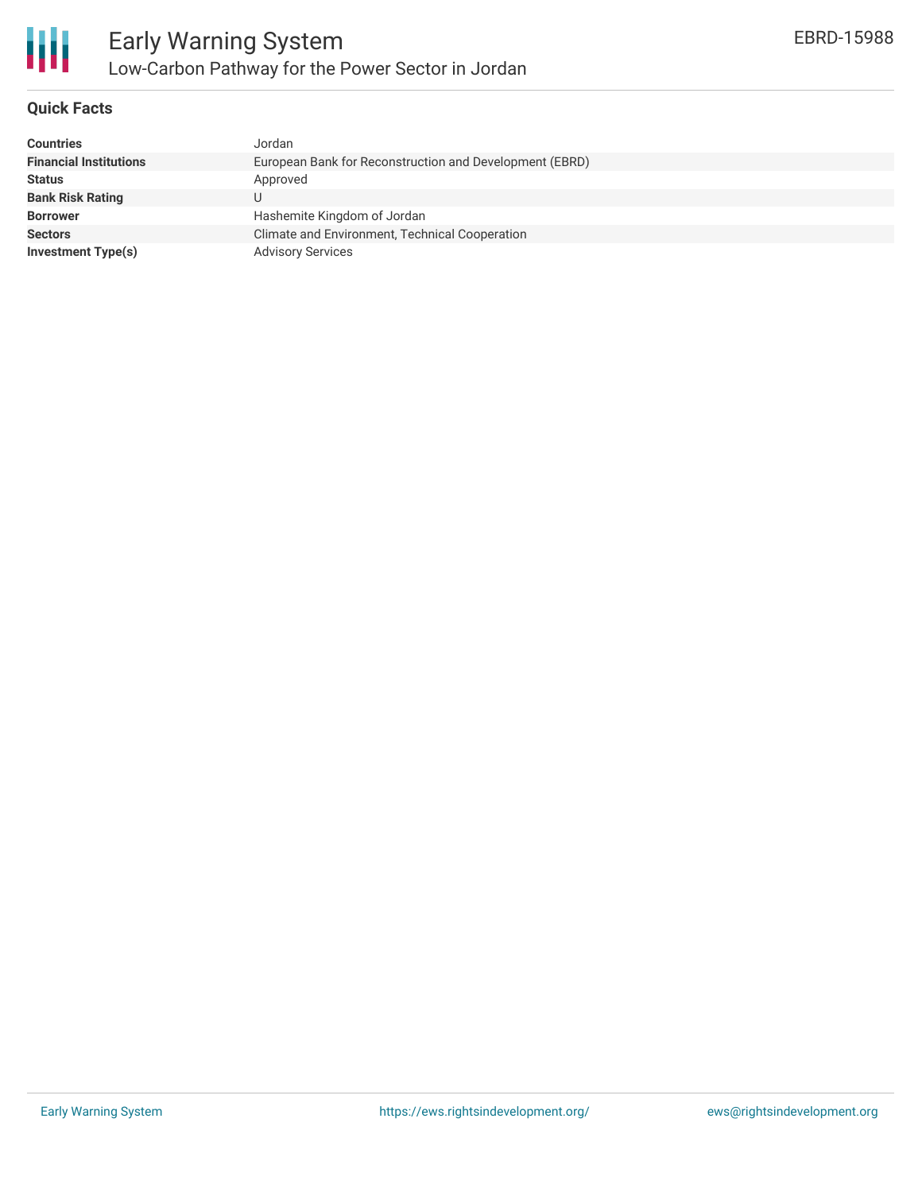# Early Warning System

## Low-Carbon Pathway for the Power Sector in Jordan

EBRD-15988

### Quick Facts

| | |
|---|---|
| **Countries** | Jordan |
| **Financial Institutions** | European Bank for Reconstruction and Development (EBRD) |
| **Status** | Approved |
| **Bank Risk Rating** | U |
| **Borrower** | Hashemite Kingdom of Jordan |
| **Sectors** | Climate and Environment, Technical Cooperation |
| **Investment Type(s)** | Advisory Services |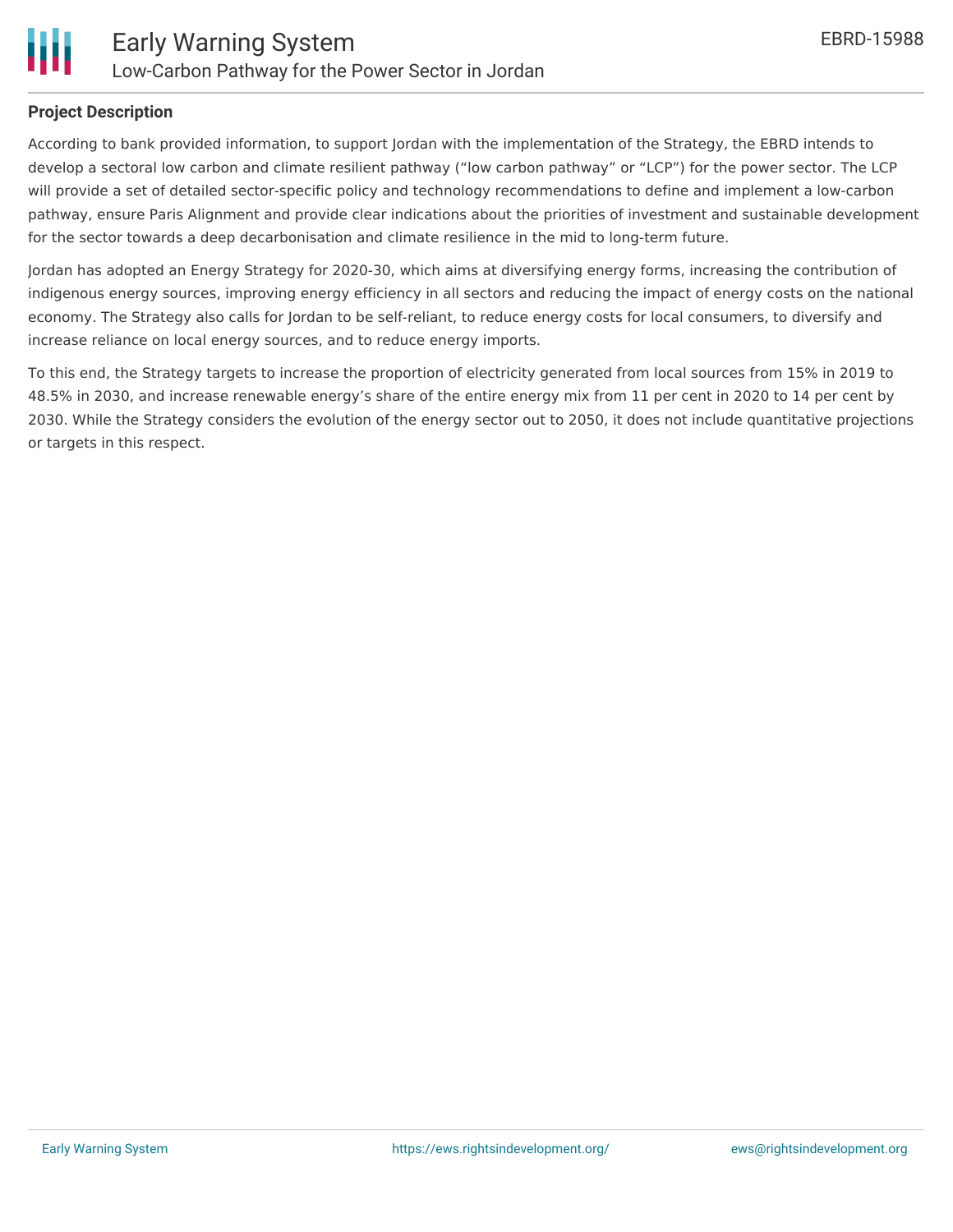## Project Description

According to bank provided information, to support Jordan with the implementation of the Strategy, the EBRD intends to develop a sectoral low carbon and climate resilient pathway ("low carbon pathway" or "LCP") for the power sector. The LCP will provide a set of detailed sector-specific policy and technology recommendations to define and implement a low-carbon pathway, ensure Paris Alignment and provide clear indications about the priorities of investment and sustainable development for the sector towards a deep decarbonisation and climate resilience in the mid to long-term future.

Jordan has adopted an Energy Strategy for 2020-30, which aims at diversifying energy forms, increasing the contribution of indigenous energy sources, improving energy efficiency in all sectors and reducing the impact of energy costs on the national economy. The Strategy also calls for Jordan to be self-reliant, to reduce energy costs for local consumers, to diversify and increase reliance on local energy sources, and to reduce energy imports.

To this end, the Strategy targets to increase the proportion of electricity generated from local sources from 15% in 2019 to 48.5% in 2030, and increase renewable energy's share of the entire energy mix from 11 per cent in 2020 to 14 per cent by 2030. While the Strategy considers the evolution of the energy sector out to 2050, it does not include quantitative projections or targets in this respect.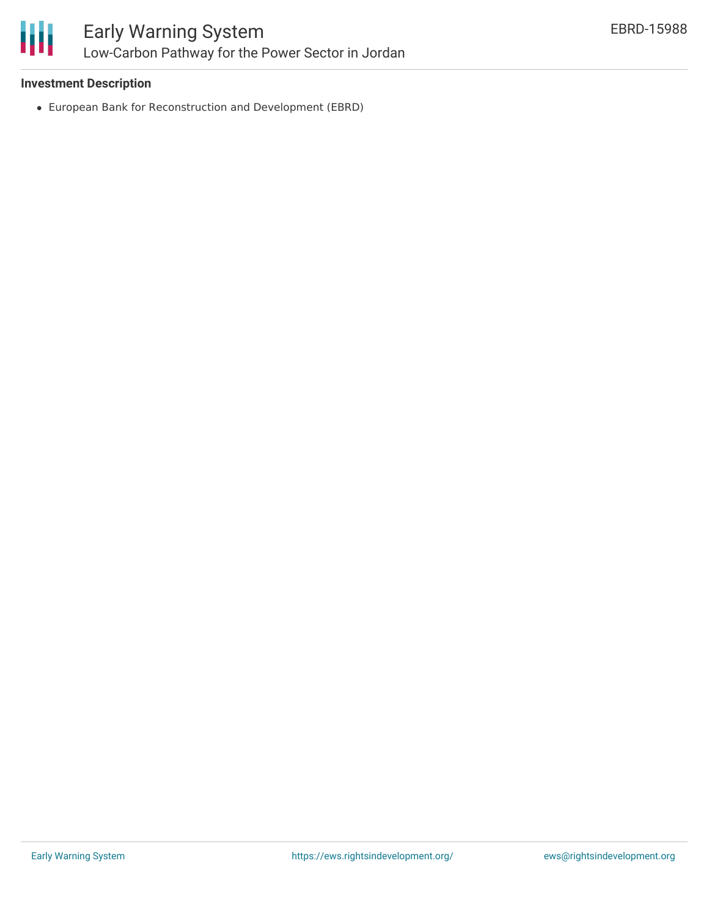**Investment Description**

- European Bank for Reconstruction and Development (EBRD)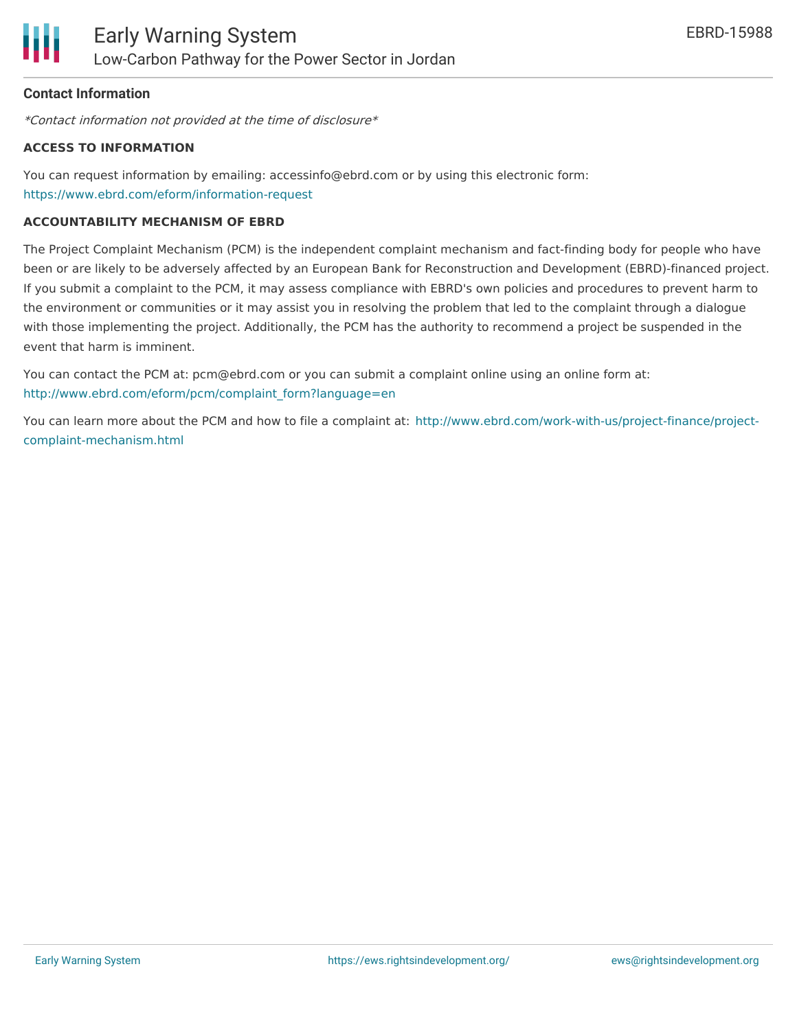**Contact Information**

*\*Contact information not provided at the time of disclosure\**

**ACCESS TO INFORMATION**

You can request information by emailing: accessinfo@ebrd.com or by using this electronic form: https://www.ebrd.com/eform/information-request

**ACCOUNTABILITY MECHANISM OF EBRD**

The Project Complaint Mechanism (PCM) is the independent complaint mechanism and fact-finding body for people who have been or are likely to be adversely affected by an European Bank for Reconstruction and Development (EBRD)-financed project. If you submit a complaint to the PCM, it may assess compliance with EBRD's own policies and procedures to prevent harm to the environment or communities or it may assist you in resolving the problem that led to the complaint through a dialogue with those implementing the project. Additionally, the PCM has the authority to recommend a project be suspended in the event that harm is imminent.

You can contact the PCM at: pcm@ebrd.com or you can submit a complaint online using an online form at: http://www.ebrd.com/eform/pcm/complaint_form?language=en

You can learn more about the PCM and how to file a complaint at: http://www.ebrd.com/work-with-us/project-finance/project-complaint-mechanism.html